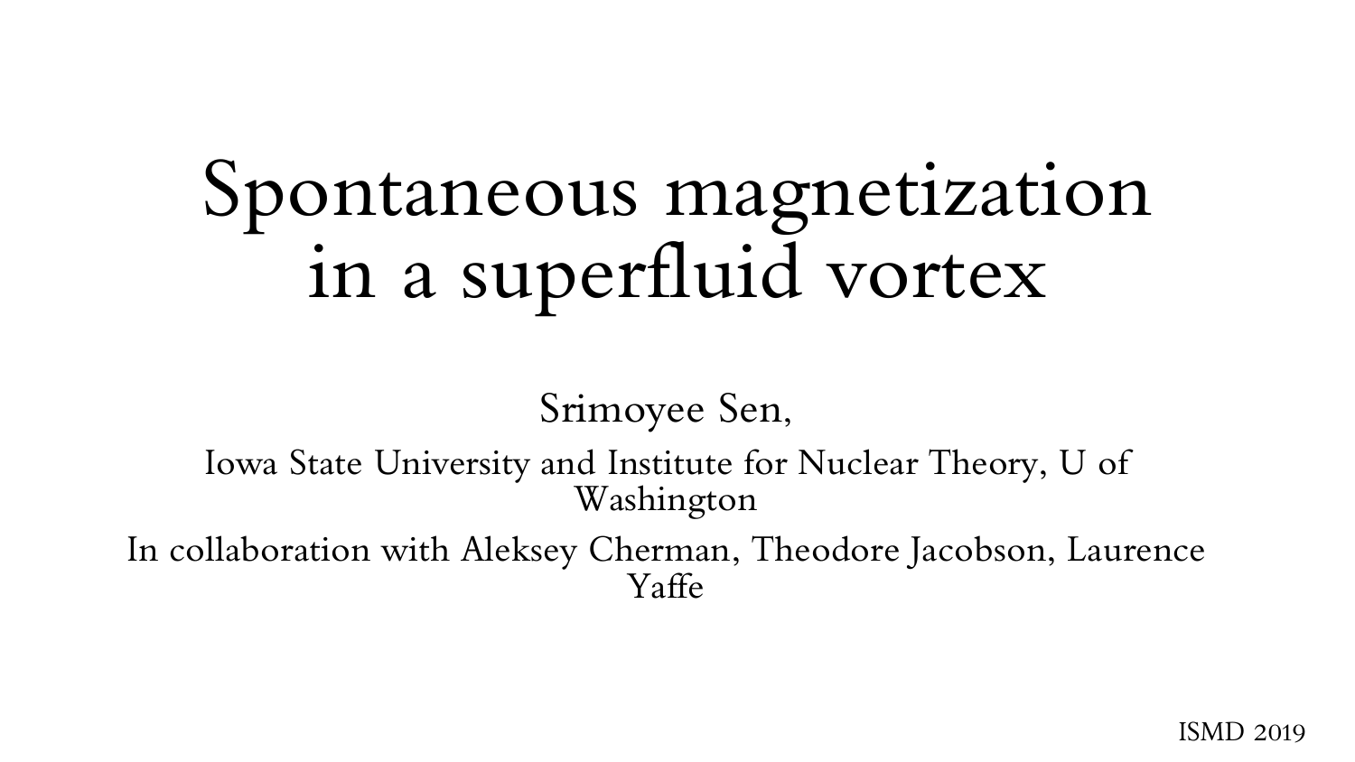# Spontaneous magnetization in a superfluid vortex

Srimoyee Sen,

Iowa State University and Institute for Nuclear Theory, U of Washington

In collaboration with Aleksey Cherman, Theodore Jacobson, Laurence Yaffe

ISMD 2019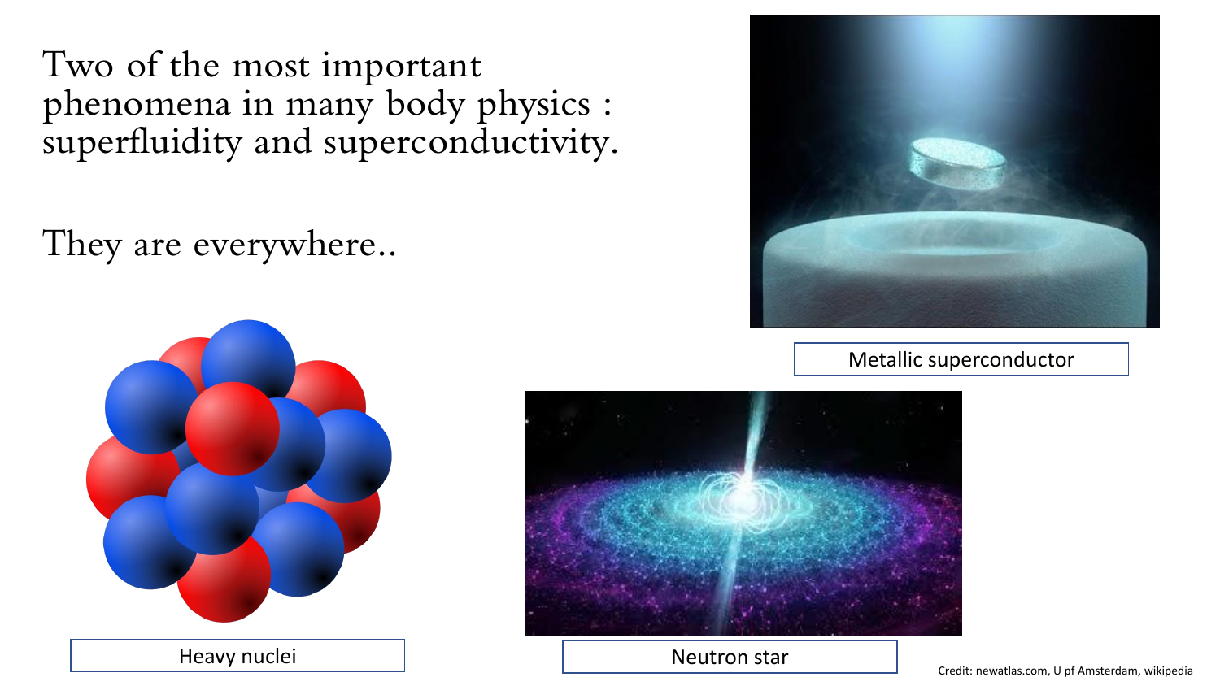Two of the most important phenomena in many body physics : superfluidity and superconductivity.

They are everywhere..

Metallic superconductor

Heavy nuclei

Neutron star

Credit: newatlas.com, U pf Amsterdam, wikipedia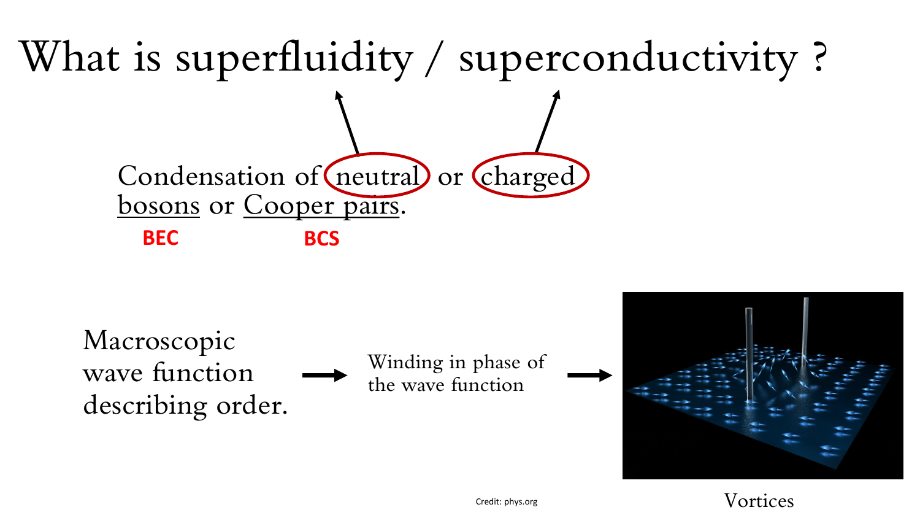# What is superfluidity / superconductivity ?

Condensation of neutral or charged bosons or Cooper pairs.

**BEC** **BCS**

Macroscopic wave function describing order. → Winding in phase of the wave function →

Credit: phys.org

Vortices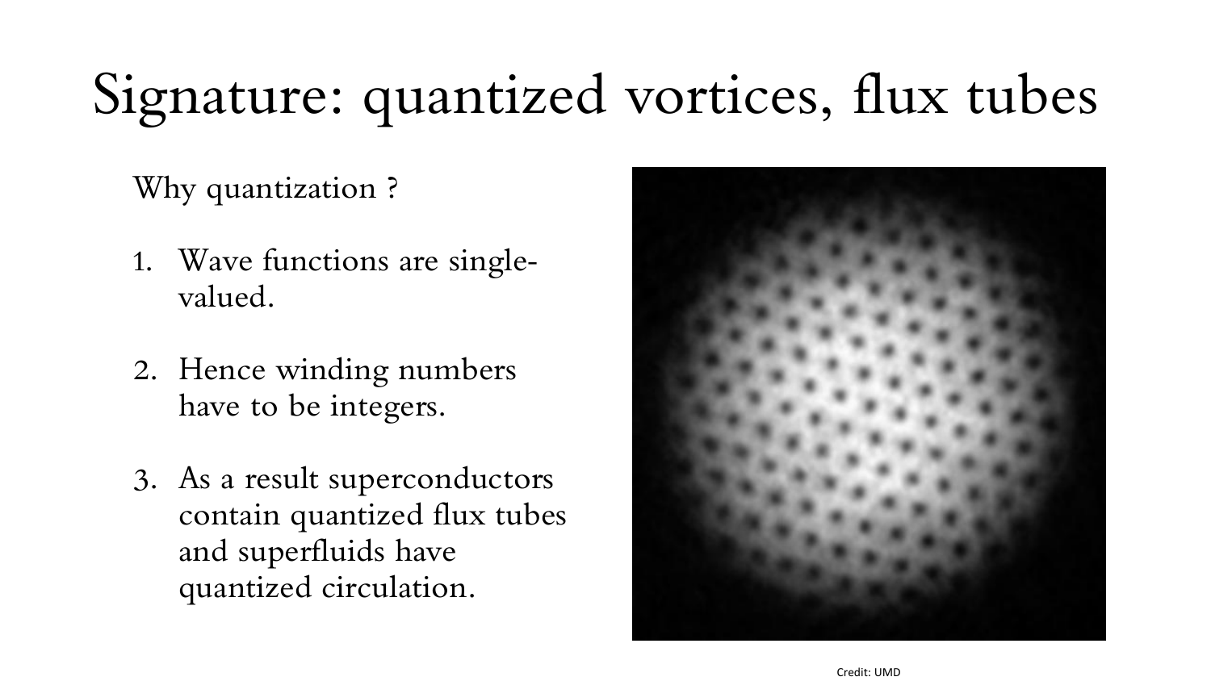# Signature: quantized vortices, flux tubes

Why quantization ?

1. Wave functions are single-valued.

2. Hence winding numbers have to be integers.

3. As a result superconductors contain quantized flux tubes and superfluids have quantized circulation.

Credit: UMD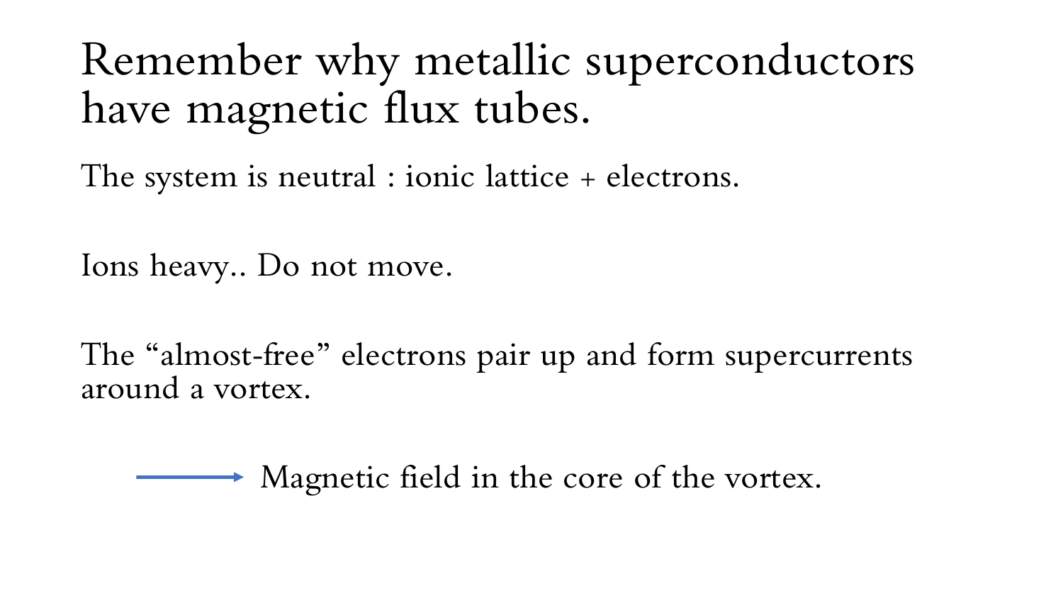# Remember why metallic superconductors have magnetic flux tubes.

The system is neutral : ionic lattice + electrons.

Ions heavy.. Do not move.

The “almost-free” electrons pair up and form supercurrents around a vortex.

→ Magnetic field in the core of the vortex.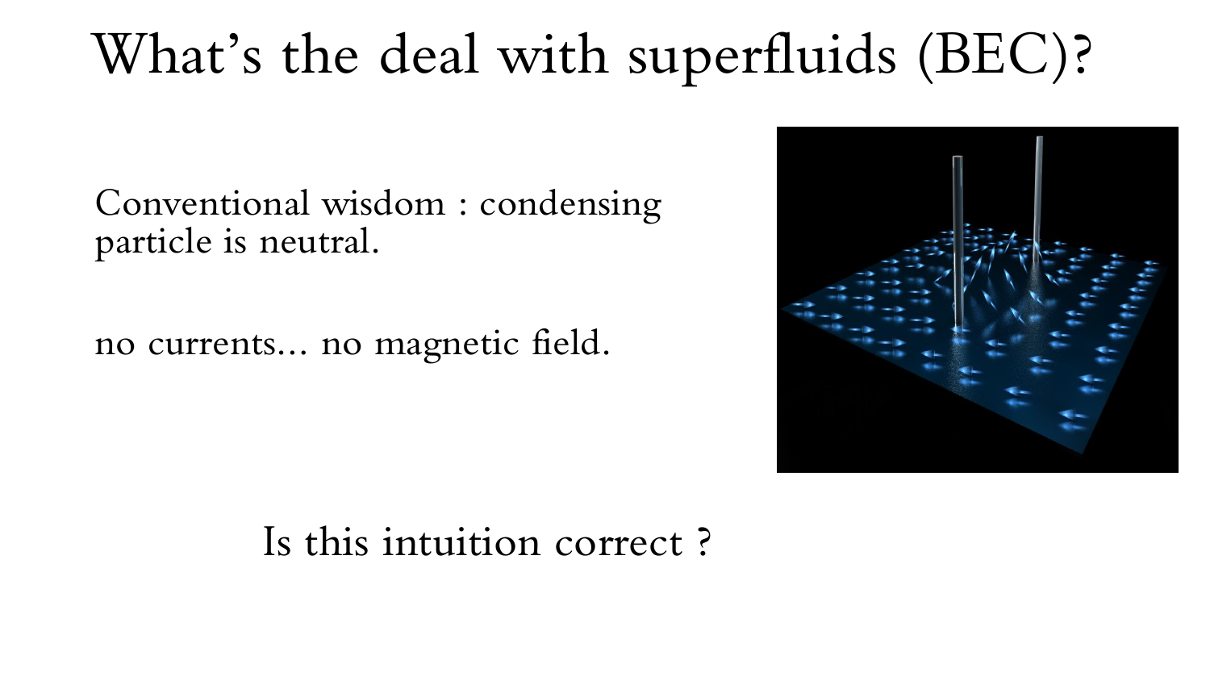# What's the deal with superfluids (BEC)?

Conventional wisdom : condensing particle is neutral.

no currents... no magnetic field.

Is this intuition correct ?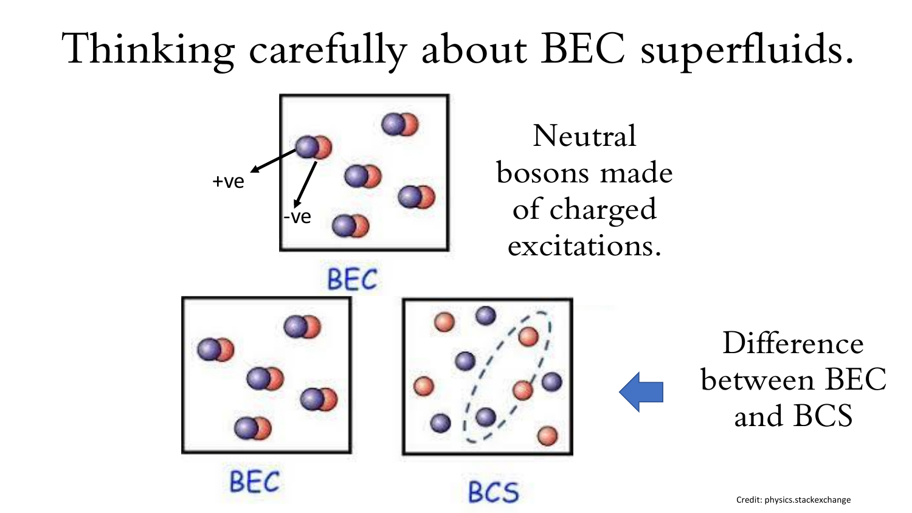# Thinking carefully about BEC superfluids.

+ve

-ve

BEC

Neutral bosons made of charged excitations.

BEC

BCS

Difference between BEC and BCS

Credit: physics.stackexchange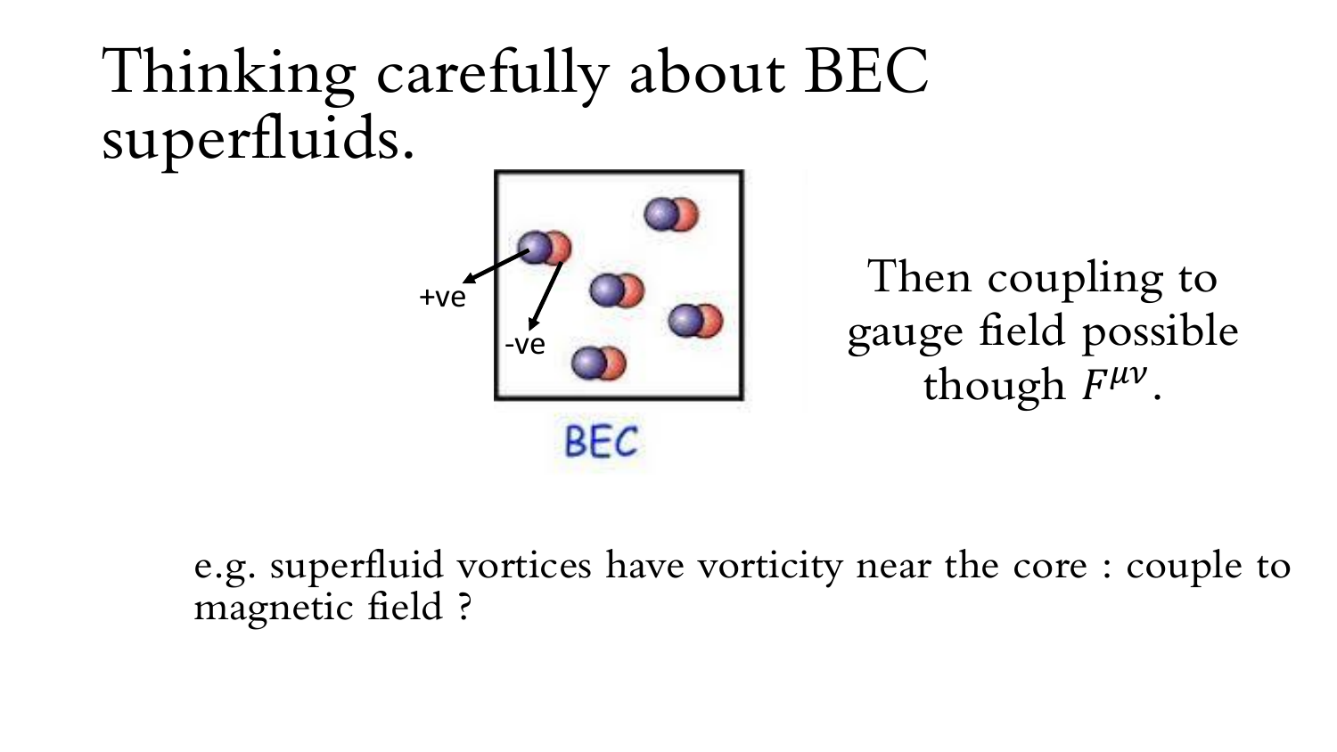# Thinking carefully about BEC superfluids.

+ve

-ve

BEC

Then coupling to gauge field possible though $F^{\mu\nu}$.

e.g. superfluid vortices have vorticity near the core : couple to magnetic field ?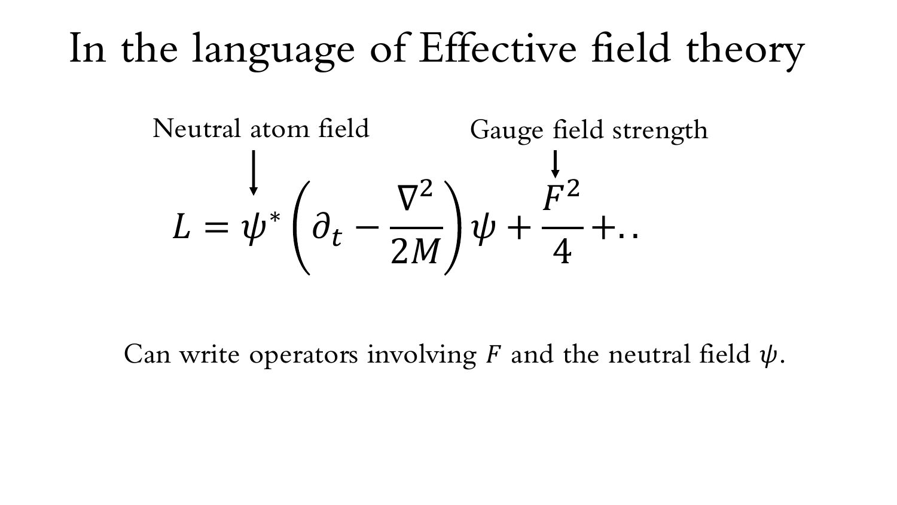# In the language of Effective field theory

Neutral atom field (pointing to $\psi^*$) — Gauge field strength (pointing to $F$)

$$L = \psi^* \left( \partial_t - \frac{\nabla^2}{2M} \right) \psi + \frac{F^2}{4} + ..$$

Can write operators involving $F$ and the neutral field $\psi$.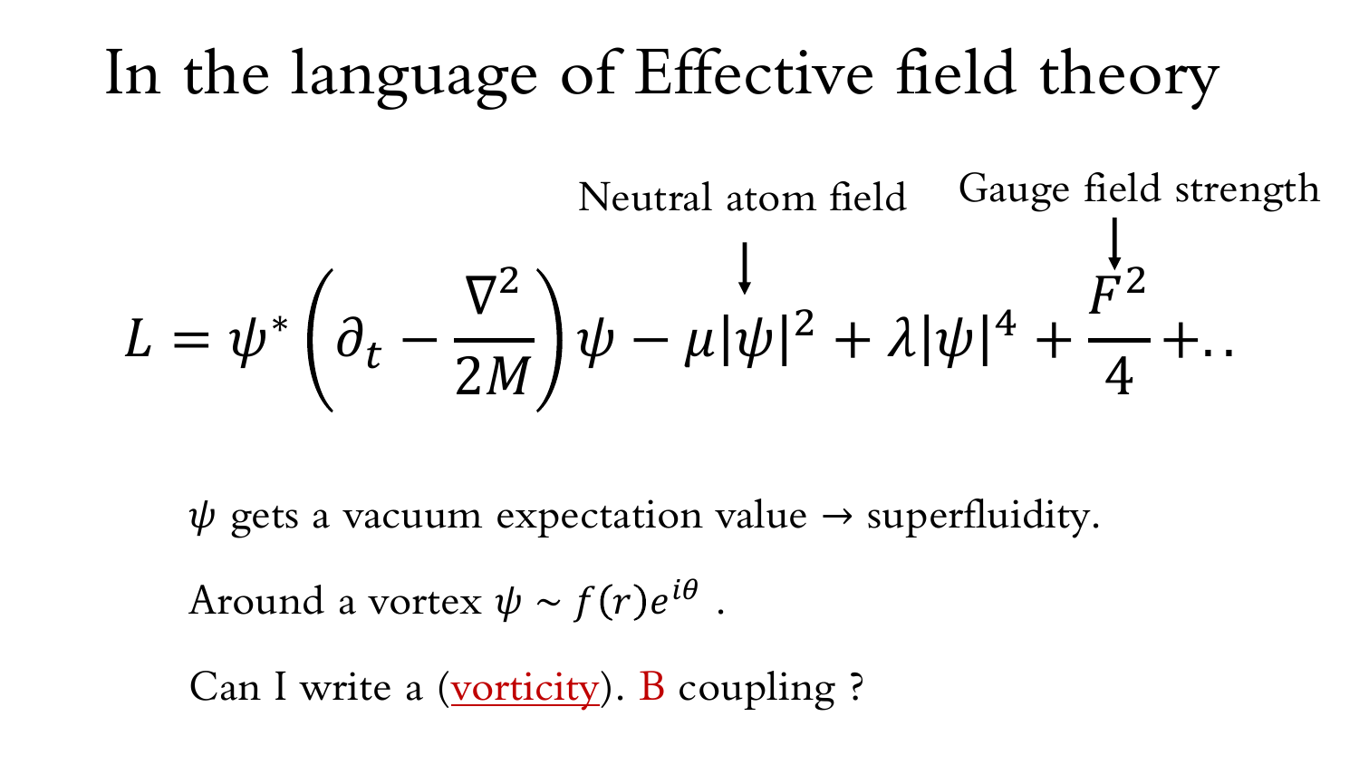# In the language of Effective field theory

Neutral atom field — Gauge field strength

$$L = \psi^* \left( \partial_t - \frac{\nabla^2}{2M} \right) \psi - \mu |\psi|^2 + \lambda |\psi|^4 + \frac{F^2}{4} + ..$$

$\psi$ gets a vacuum expectation value → superfluidity.

Around a vortex $\psi \sim f(r) e^{i\theta}$ .

Can I write a (vorticity). B coupling ?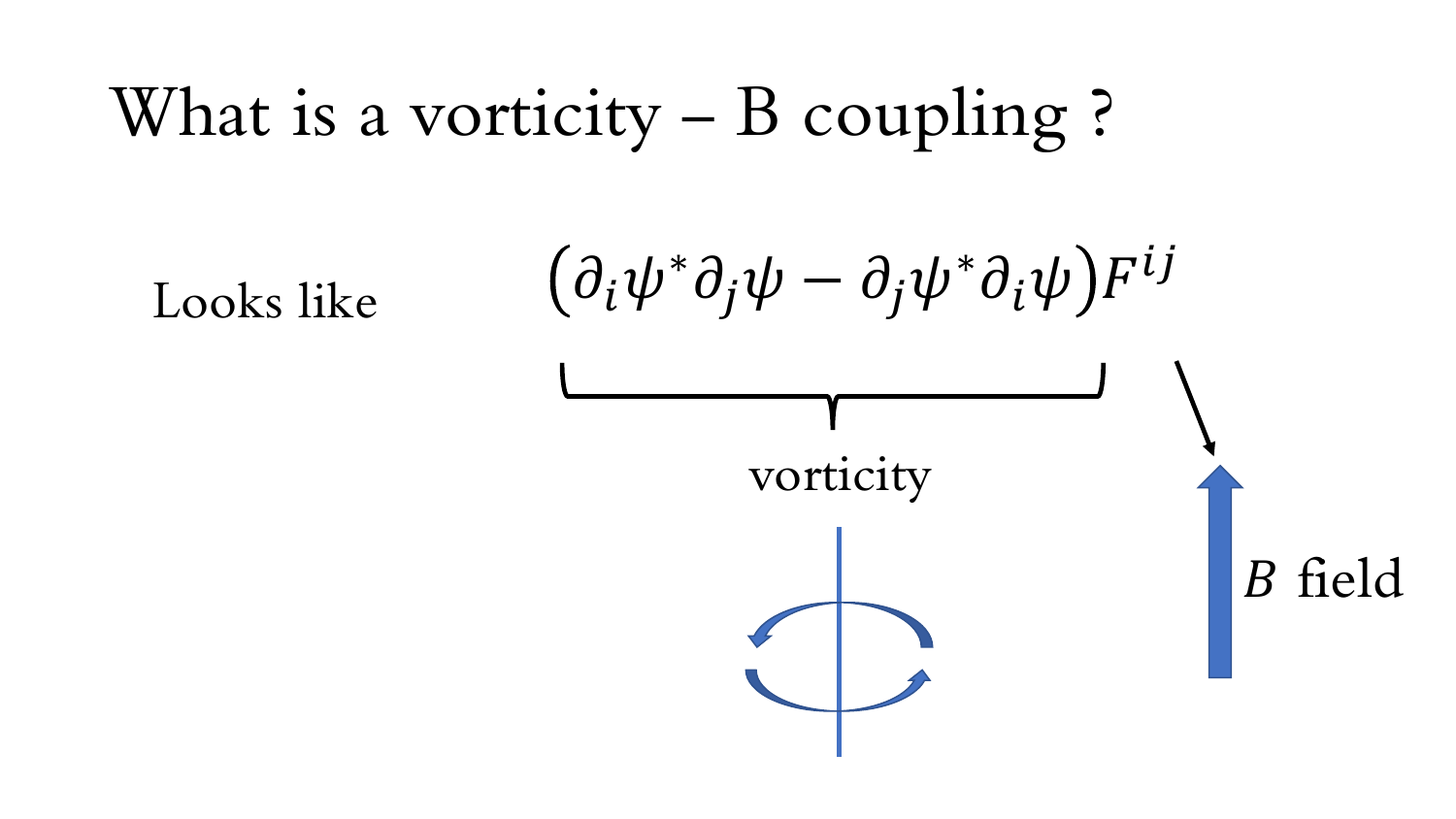# What is a vorticity – B coupling ?

Looks like

$$\left(\partial_i \psi^* \partial_j \psi - \partial_j \psi^* \partial_i \psi\right) F^{ij}$$

vorticity

$B$ field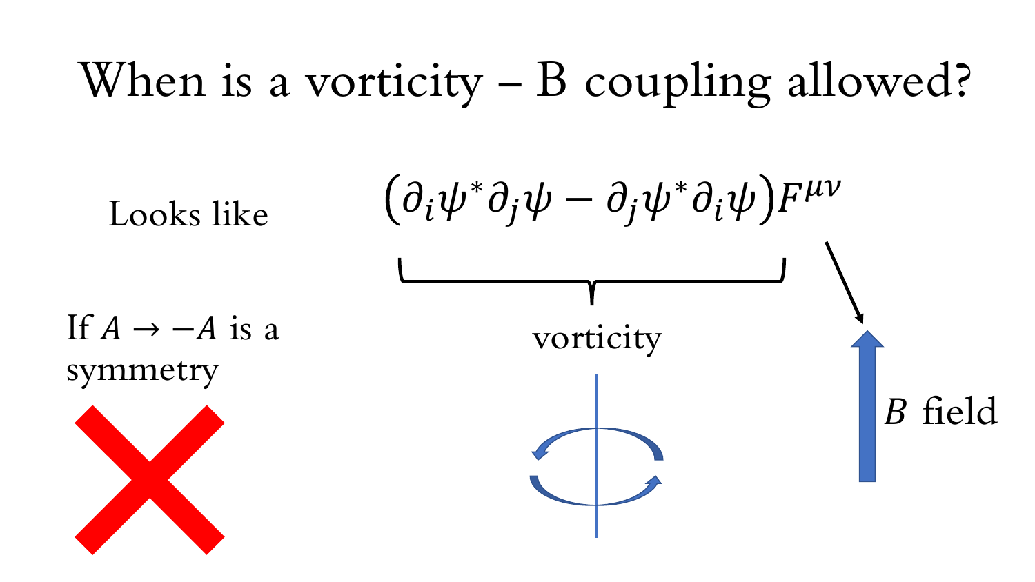# When is a vorticity – B coupling allowed?

Looks like

$$\left(\partial_i \psi^* \partial_j \psi - \partial_j \psi^* \partial_i \psi\right) F^{\mu\nu}$$

vorticity

$B$ field

If $A \to -A$ is a symmetry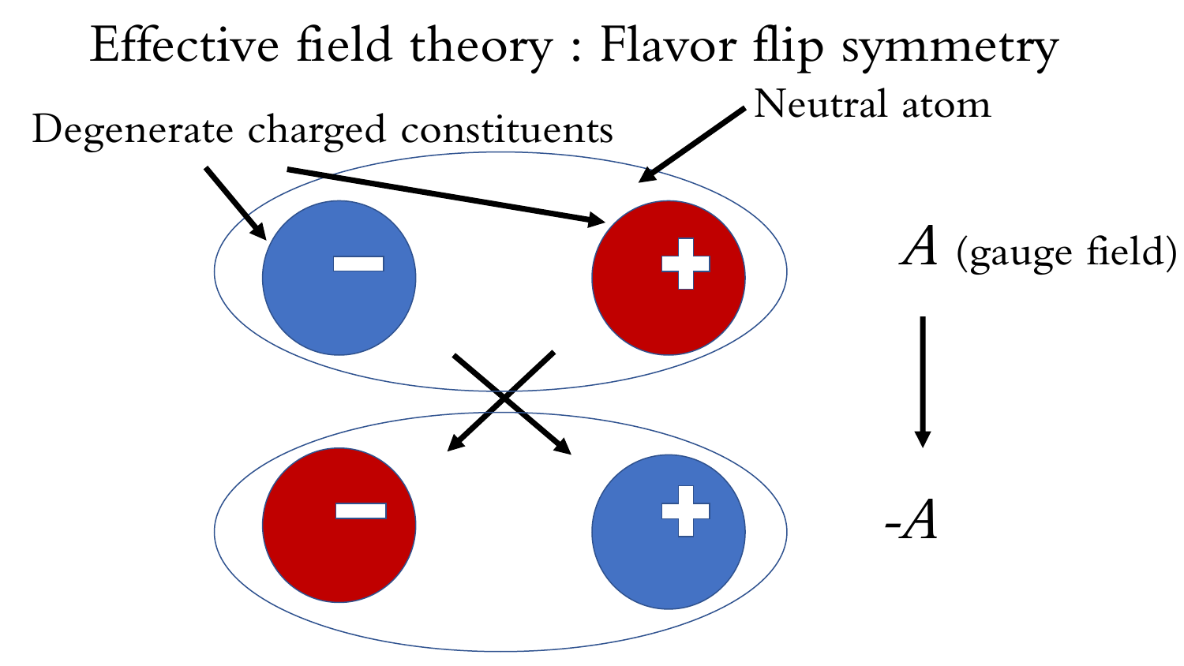# Effective field theory : Flavor flip symmetry

Degenerate charged constituents

Neutral atom

$A$ (gauge field)

$-A$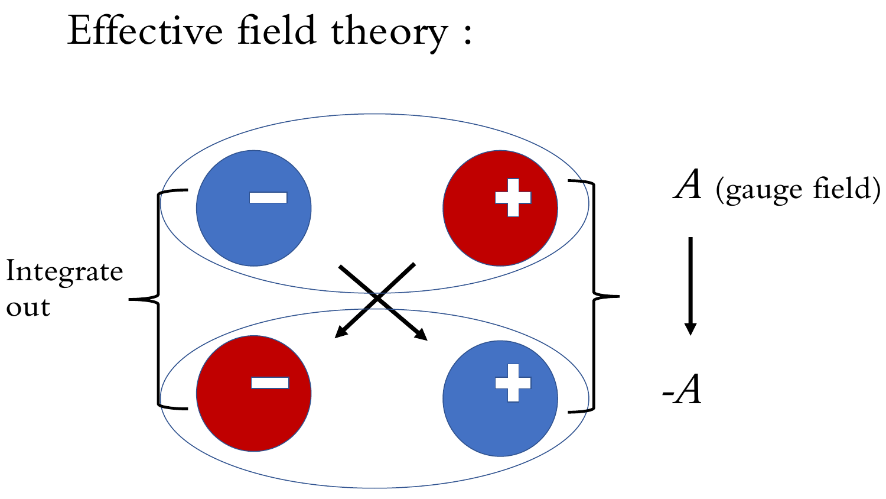# Effective field theory :

Integrate out

$A$ (gauge field)

$-A$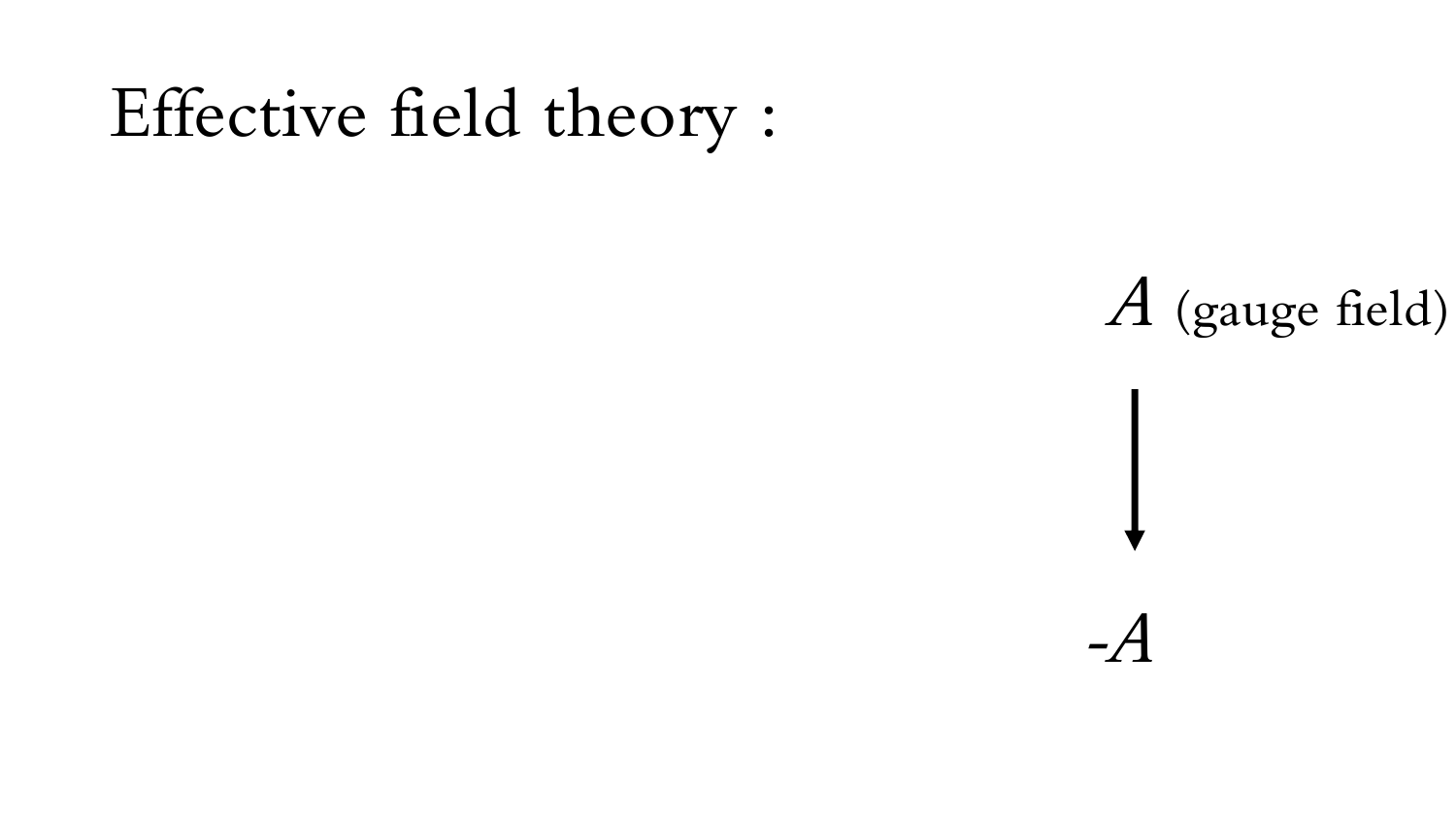Effective field theory :

$A$ (gauge field)

$\downarrow$

$-A$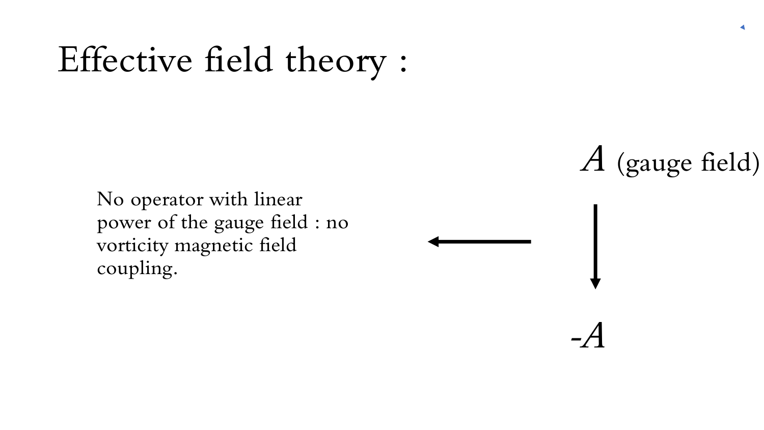# Effective field theory :

$A$ (gauge field)

$-A$

No operator with linear power of the gauge field : no vorticity magnetic field coupling.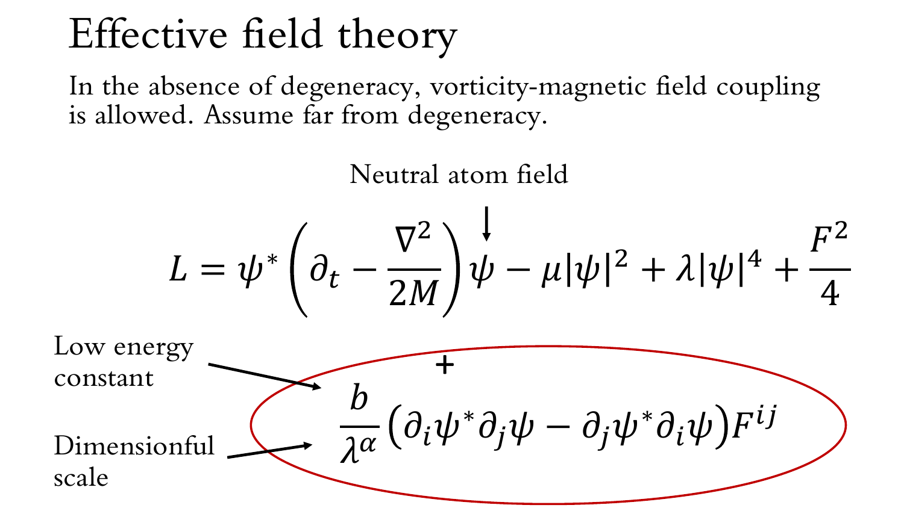# Effective field theory

In the absence of degeneracy, vorticity-magnetic field coupling is allowed. Assume far from degeneracy.

Neutral atom field

$$L = \psi^* \left( \partial_t - \frac{\nabla^2}{2M} \right) \psi - \mu |\psi|^2 + \lambda |\psi|^4 + \frac{F^2}{4}$$

$$+ \frac{b}{\lambda^\alpha} \left( \partial_i \psi^* \partial_j \psi - \partial_j \psi^* \partial_i \psi \right) F^{ij}$$

Low energy constant

Dimensionful scale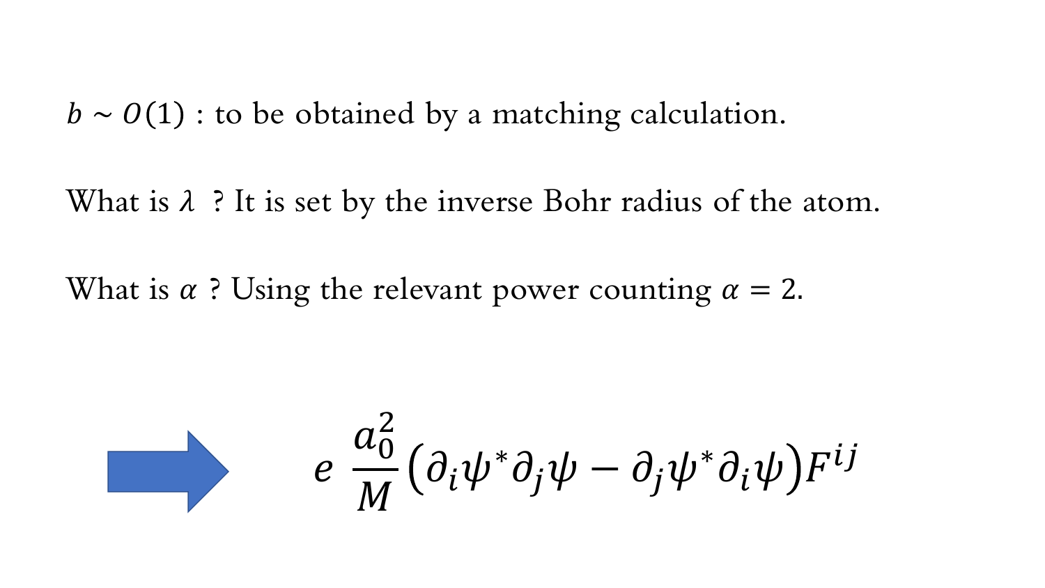$b \sim O(1)$ : to be obtained by a matching calculation.

What is $\lambda$ ? It is set by the inverse Bohr radius of the atom.

What is $\alpha$ ? Using the relevant power counting $\alpha = 2$.

$$\Rightarrow \quad e \, \frac{a_0^2}{M} \left( \partial_i \psi^* \partial_j \psi - \partial_j \psi^* \partial_i \psi \right) F^{ij}$$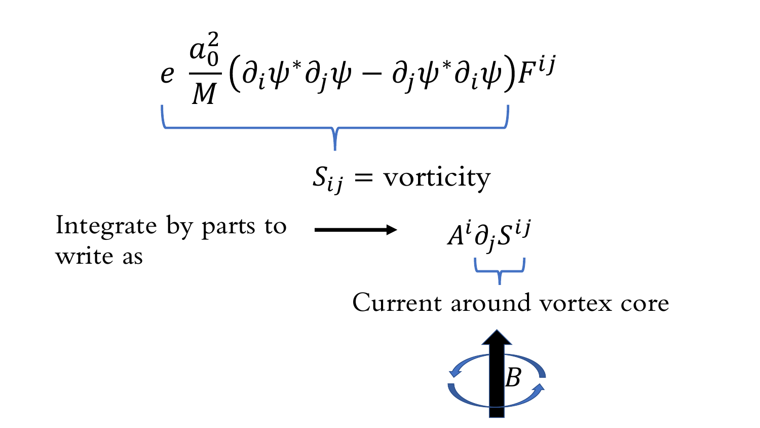$$e\,\frac{a_0^2}{M}\left(\partial_i\psi^*\partial_j\psi - \partial_j\psi^*\partial_i\psi\right)F^{ij}$$

$S_{ij}$ = vorticity

Integrate by parts to write as $\longrightarrow$ $A^i\partial_j S^{ij}$

Current around vortex core

$B$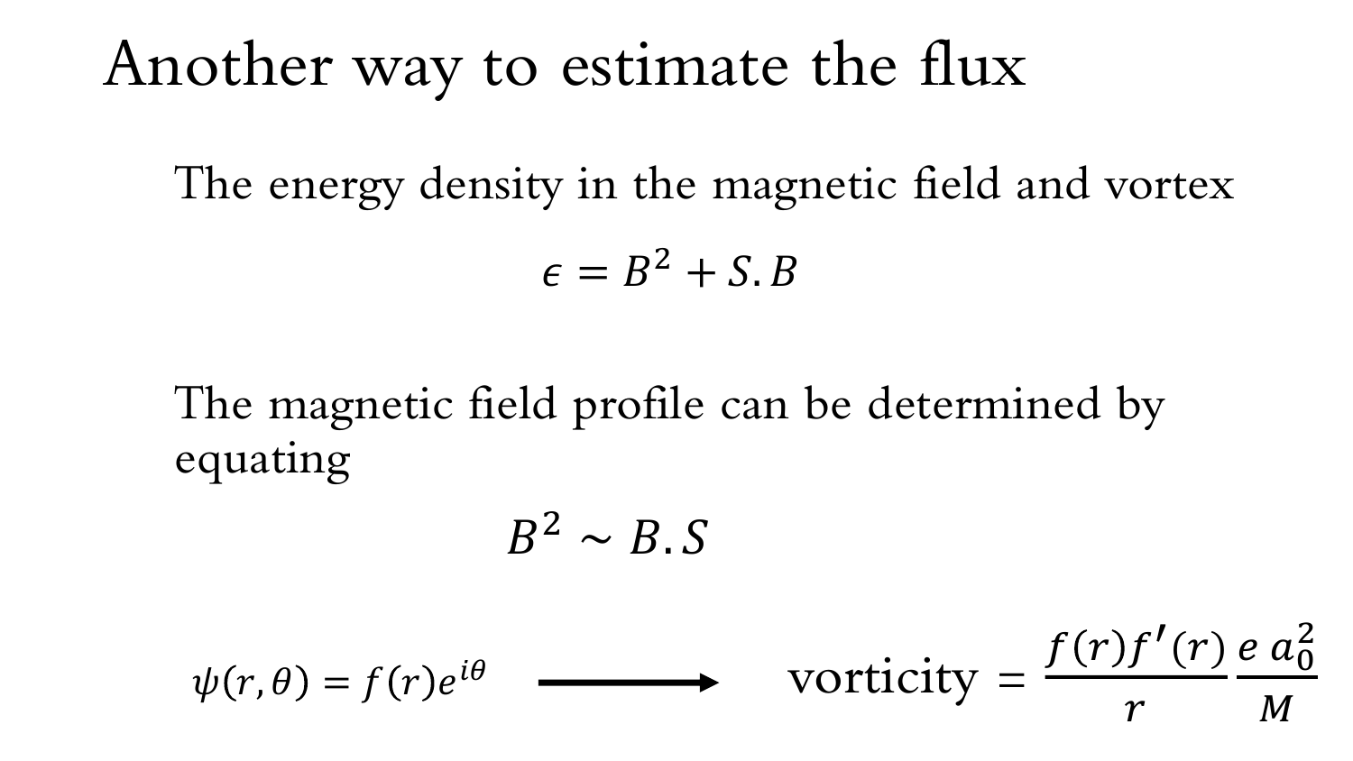# Another way to estimate the flux

The energy density in the magnetic field and vortex

$$\epsilon = B^2 + S.B$$

The magnetic field profile can be determined by equating

$$B^2 \sim B.S$$

$$\psi(r,\theta) = f(r)e^{i\theta} \longrightarrow \text{vorticity} = \frac{f(r)f'(r)}{r}\frac{e\, a_0^2}{M}$$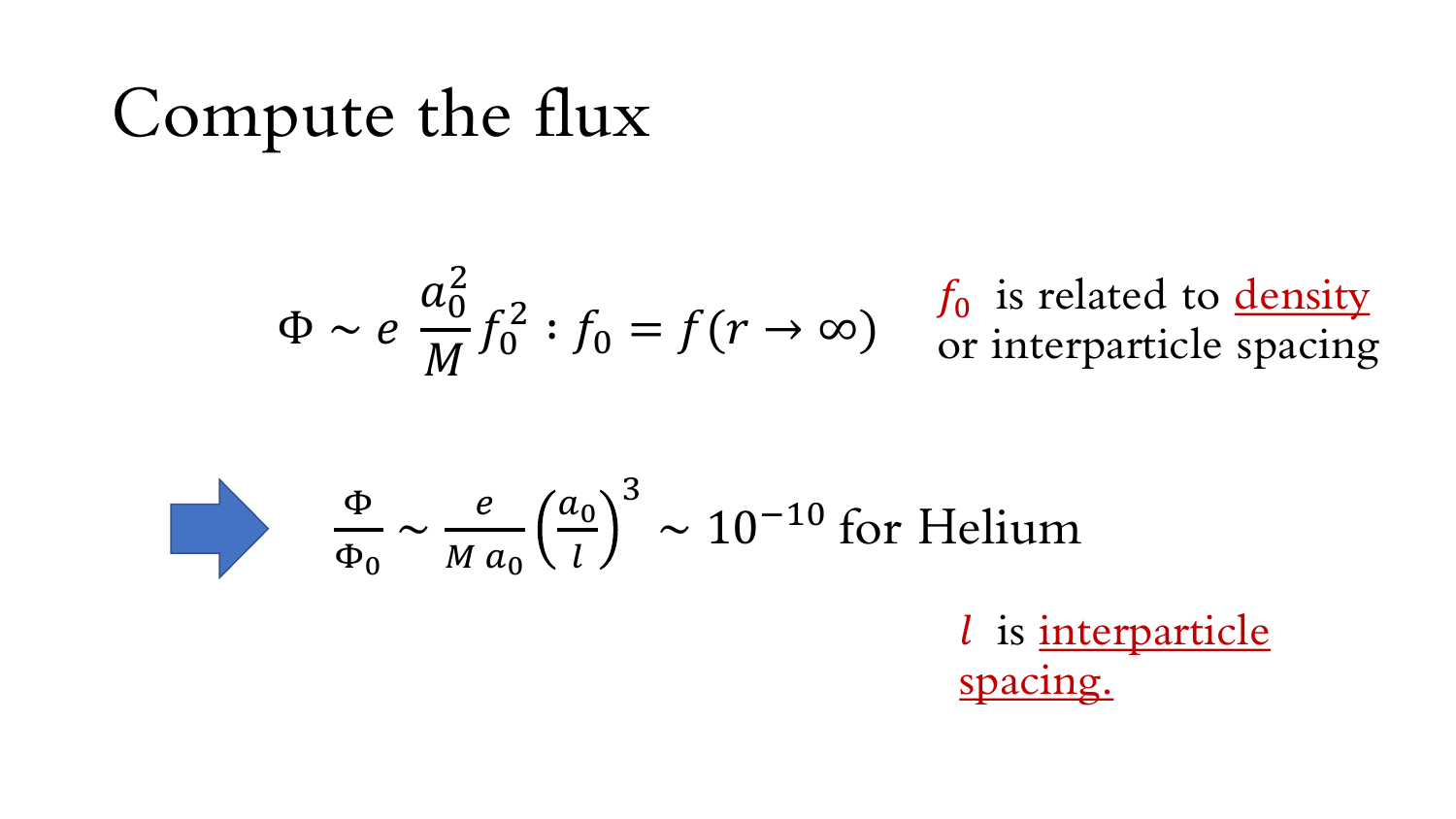# Compute the flux

$$\Phi \sim e \, \frac{a_0^2}{M} f_0^2 : f_0 = f(r \to \infty)$$

$f_0$ is related to density or interparticle spacing

$$\Rightarrow \quad \frac{\Phi}{\Phi_0} \sim \frac{e}{M \, a_0} \left(\frac{a_0}{l}\right)^3 \sim 10^{-10} \text{ for Helium}$$

$l$ is interparticle spacing.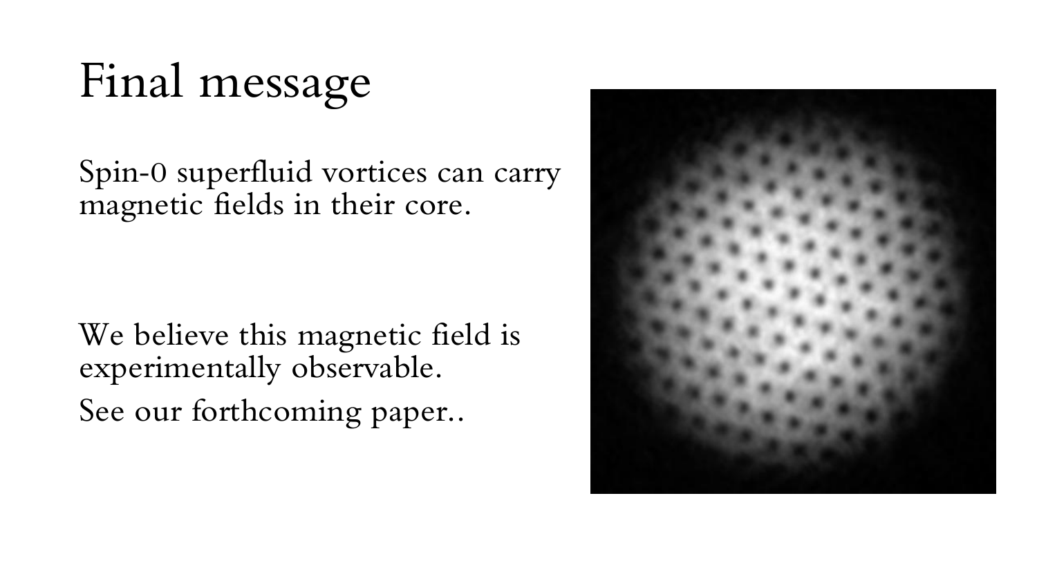# Final message

Spin-0 superfluid vortices can carry magnetic fields in their core.

We believe this magnetic field is experimentally observable.

See our forthcoming paper..